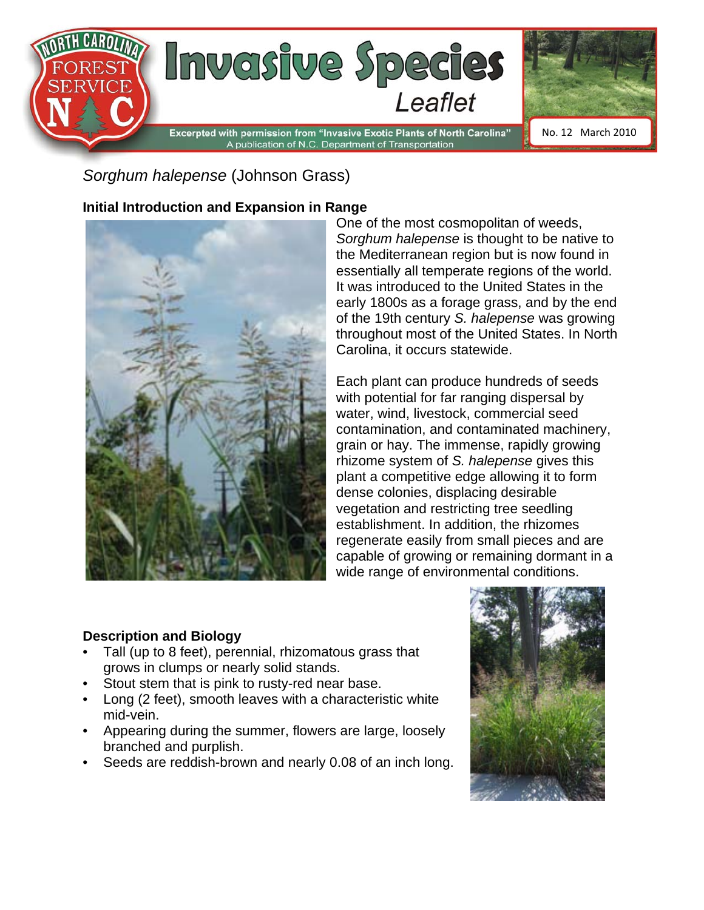# Invasive Species Leaflet

Excerpted with permission from "Invasive Exotic Plants of North Carolina"
A publication of N.C. Department of Transportation

No. 12 March 2010

## *Sorghum halepense* (Johnson Grass)

### Initial Introduction and Expansion in Range

One of the most cosmopolitan of weeds, *Sorghum halepense* is thought to be native to the Mediterranean region but is now found in essentially all temperate regions of the world. It was introduced to the United States in the early 1800s as a forage grass, and by the end of the 19th century *S. halepense* was growing throughout most of the United States. In North Carolina, it occurs statewide.

Each plant can produce hundreds of seeds with potential for far ranging dispersal by water, wind, livestock, commercial seed contamination, and contaminated machinery, grain or hay. The immense, rapidly growing rhizome system of *S. halepense* gives this plant a competitive edge allowing it to form dense colonies, displacing desirable vegetation and restricting tree seedling establishment. In addition, the rhizomes regenerate easily from small pieces and are capable of growing or remaining dormant in a wide range of environmental conditions.

### Description and Biology

- Tall (up to 8 feet), perennial, rhizomatous grass that grows in clumps or nearly solid stands.
- Stout stem that is pink to rusty-red near base.
- Long (2 feet), smooth leaves with a characteristic white mid-vein.
- Appearing during the summer, flowers are large, loosely branched and purplish.
- Seeds are reddish-brown and nearly 0.08 of an inch long.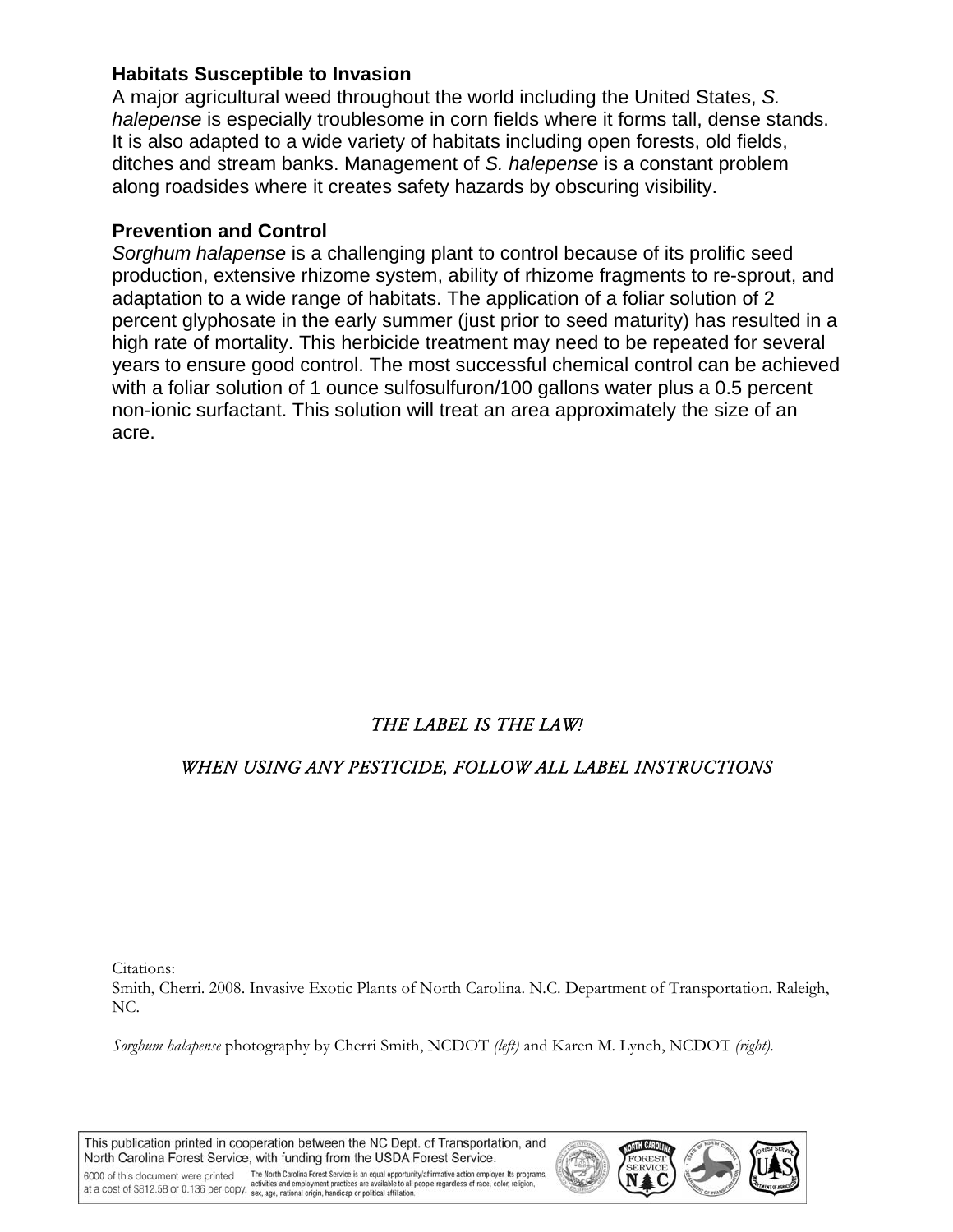**Habitats Susceptible to Invasion**

A major agricultural weed throughout the world including the United States, *S. halepense* is especially troublesome in corn fields where it forms tall, dense stands. It is also adapted to a wide variety of habitats including open forests, old fields, ditches and stream banks. Management of *S. halepense* is a constant problem along roadsides where it creates safety hazards by obscuring visibility.

**Prevention and Control**

*Sorghum halapense* is a challenging plant to control because of its prolific seed production, extensive rhizome system, ability of rhizome fragments to re-sprout, and adaptation to a wide range of habitats. The application of a foliar solution of 2 percent glyphosate in the early summer (just prior to seed maturity) has resulted in a high rate of mortality. This herbicide treatment may need to be repeated for several years to ensure good control. The most successful chemical control can be achieved with a foliar solution of 1 ounce sulfosulfuron/100 gallons water plus a 0.5 percent non-ionic surfactant. This solution will treat an area approximately the size of an acre.

*THE LABEL IS THE LAW!*

*WHEN USING ANY PESTICIDE, FOLLOW ALL LABEL INSTRUCTIONS*

Citations:
Smith, Cherri. 2008. Invasive Exotic Plants of North Carolina. N.C. Department of Transportation. Raleigh, NC.

*Sorghum halapense* photography by Cherri Smith, NCDOT *(left)* and Karen M. Lynch, NCDOT *(right)*.

This publication printed in cooperation between the NC Dept. of Transportation, and North Carolina Forest Service, with funding from the USDA Forest Service.

6000 of this document were printed at a cost of $812.58 or 0.136 per copy.

The North Carolina Forest Service is an equal opportunity/affirmative action employer. Its programs, activities and employment practices are available to all people regardless of race, color, religion, sex, age, national origin, handicap or political affiliation.